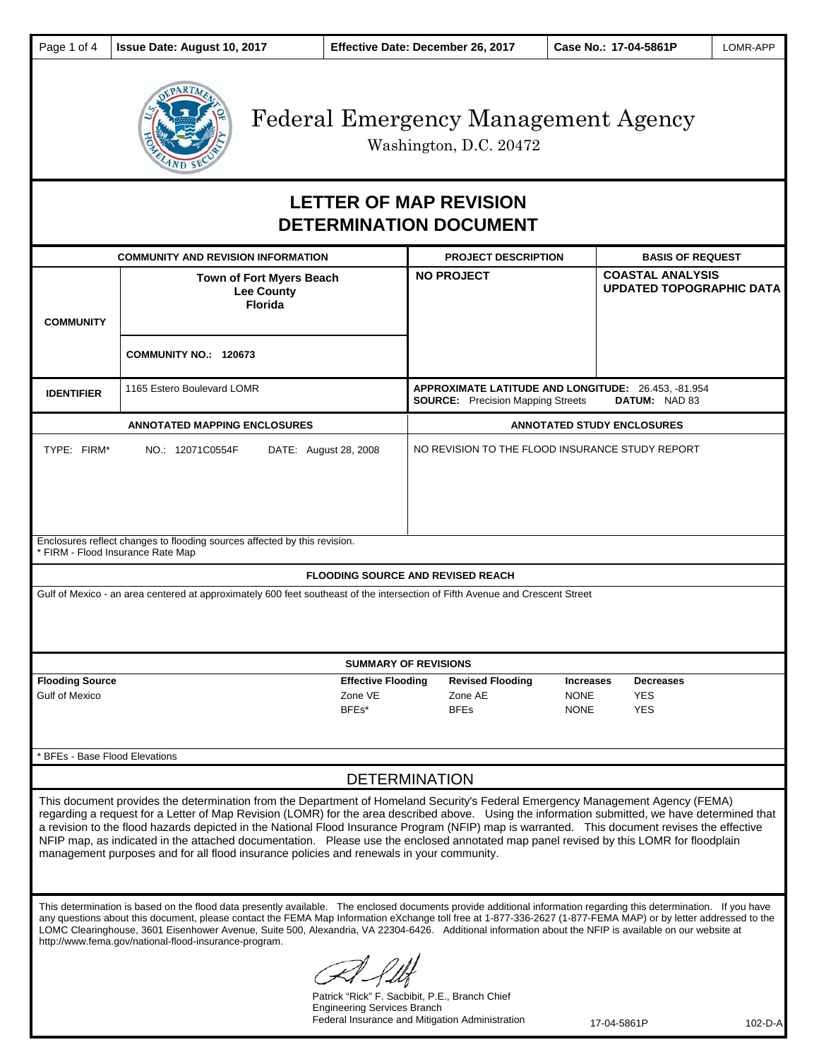| Page 1 of 4 | Issue Date: August 10, 2017 | Effective Date: December 26, 2017 | Case No.: 17-04-5861P | LOMR-APP |
|---|---|---|---|---|

# Federal Emergency Management Agency

Washington, D.C. 20472

## LETTER OF MAP REVISION DETERMINATION DOCUMENT

| COMMUNITY AND REVISION INFORMATION | | PROJECT DESCRIPTION | BASIS OF REQUEST |
|---|---|---|---|
| **COMMUNITY** | **Town of Fort Myers Beach Lee County Florida**<br><br>**COMMUNITY NO.: 120673** | **NO PROJECT** | **COASTAL ANALYSIS UPDATED TOPOGRAPHIC DATA** |
| **IDENTIFIER** | 1165 Estero Boulevard LOMR | **APPROXIMATE LATITUDE AND LONGITUDE:** 26.453, -81.954<br>**SOURCE:** Precision Mapping Streets **DATUM:** NAD 83 | |

| ANNOTATED MAPPING ENCLOSURES | ANNOTATED STUDY ENCLOSURES |
|---|---|
| TYPE: FIRM* NO.: 12071C0554F DATE: August 28, 2008 | NO REVISION TO THE FLOOD INSURANCE STUDY REPORT |

Enclosures reflect changes to flooding sources affected by this revision.
* FIRM - Flood Insurance Rate Map

**FLOODING SOURCE AND REVISED REACH**

Gulf of Mexico - an area centered at approximately 600 feet southeast of the intersection of Fifth Avenue and Crescent Street

**SUMMARY OF REVISIONS**

| Flooding Source | Effective Flooding | Revised Flooding | Increases | Decreases |
|---|---|---|---|---|
| Gulf of Mexico | Zone VE | Zone AE | NONE | YES |
| | BFEs* | BFEs | NONE | YES |

* BFEs - Base Flood Elevations

## DETERMINATION

This document provides the determination from the Department of Homeland Security's Federal Emergency Management Agency (FEMA) regarding a request for a Letter of Map Revision (LOMR) for the area described above. Using the information submitted, we have determined that a revision to the flood hazards depicted in the National Flood Insurance Program (NFIP) map is warranted. This document revises the effective NFIP map, as indicated in the attached documentation. Please use the enclosed annotated map panel revised by this LOMR for floodplain management purposes and for all flood insurance policies and renewals in your community.

This determination is based on the flood data presently available. The enclosed documents provide additional information regarding this determination. If you have any questions about this document, please contact the FEMA Map Information eXchange toll free at 1-877-336-2627 (1-877-FEMA MAP) or by letter addressed to the LOMC Clearinghouse, 3601 Eisenhower Avenue, Suite 500, Alexandria, VA 22304-6426. Additional information about the NFIP is available on our website at http://www.fema.gov/national-flood-insurance-program.

Patrick "Rick" F. Sacbibit, P.E., Branch Chief
Engineering Services Branch
Federal Insurance and Mitigation Administration

17-04-5861P 102-D-A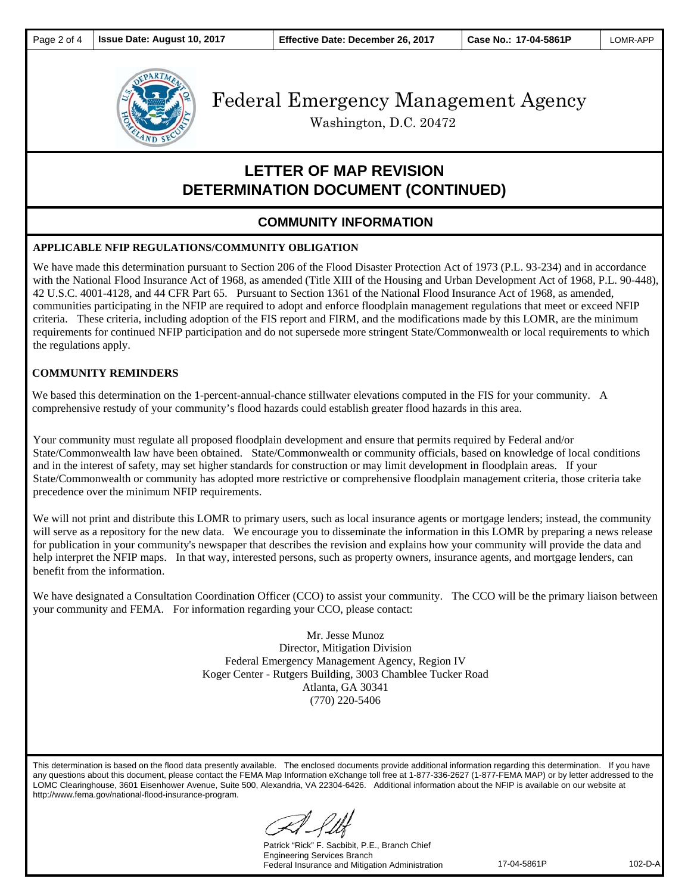Federal Emergency Management Agency

Washington, D.C. 20472

# LETTER OF MAP REVISION DETERMINATION DOCUMENT (CONTINUED)

## COMMUNITY INFORMATION

**APPLICABLE NFIP REGULATIONS/COMMUNITY OBLIGATION**

We have made this determination pursuant to Section 206 of the Flood Disaster Protection Act of 1973 (P.L. 93-234) and in accordance with the National Flood Insurance Act of 1968, as amended (Title XIII of the Housing and Urban Development Act of 1968, P.L. 90-448), 42 U.S.C. 4001-4128, and 44 CFR Part 65. Pursuant to Section 1361 of the National Flood Insurance Act of 1968, as amended, communities participating in the NFIP are required to adopt and enforce floodplain management regulations that meet or exceed NFIP criteria. These criteria, including adoption of the FIS report and FIRM, and the modifications made by this LOMR, are the minimum requirements for continued NFIP participation and do not supersede more stringent State/Commonwealth or local requirements to which the regulations apply.

**COMMUNITY REMINDERS**

We based this determination on the 1-percent-annual-chance stillwater elevations computed in the FIS for your community. A comprehensive restudy of your community's flood hazards could establish greater flood hazards in this area.

Your community must regulate all proposed floodplain development and ensure that permits required by Federal and/or State/Commonwealth law have been obtained. State/Commonwealth or community officials, based on knowledge of local conditions and in the interest of safety, may set higher standards for construction or may limit development in floodplain areas. If your State/Commonwealth or community has adopted more restrictive or comprehensive floodplain management criteria, those criteria take precedence over the minimum NFIP requirements.

We will not print and distribute this LOMR to primary users, such as local insurance agents or mortgage lenders; instead, the community will serve as a repository for the new data. We encourage you to disseminate the information in this LOMR by preparing a news release for publication in your community's newspaper that describes the revision and explains how your community will provide the data and help interpret the NFIP maps. In that way, interested persons, such as property owners, insurance agents, and mortgage lenders, can benefit from the information.

We have designated a Consultation Coordination Officer (CCO) to assist your community. The CCO will be the primary liaison between your community and FEMA. For information regarding your CCO, please contact:

Mr. Jesse Munoz
Director, Mitigation Division
Federal Emergency Management Agency, Region IV
Koger Center - Rutgers Building, 3003 Chamblee Tucker Road
Atlanta, GA 30341
(770) 220-5406

This determination is based on the flood data presently available. The enclosed documents provide additional information regarding this determination. If you have any questions about this document, please contact the FEMA Map Information eXchange toll free at 1-877-336-2627 (1-877-FEMA MAP) or by letter addressed to the LOMC Clearinghouse, 3601 Eisenhower Avenue, Suite 500, Alexandria, VA 22304-6426. Additional information about the NFIP is available on our website at http://www.fema.gov/national-flood-insurance-program.

Patrick "Rick" F. Sacbibit, P.E., Branch Chief
Engineering Services Branch
Federal Insurance and Mitigation Administration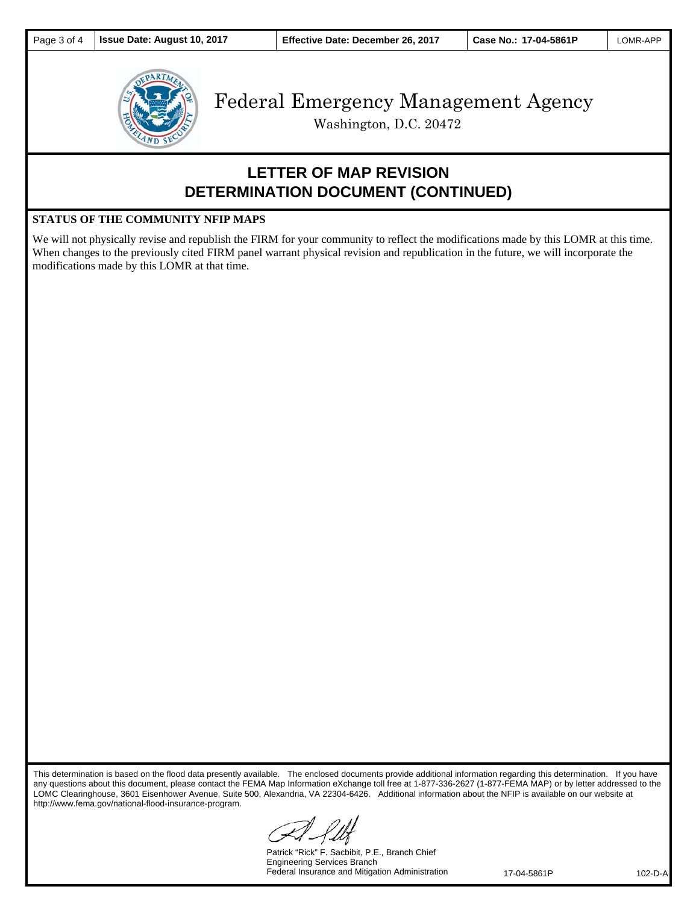Federal Emergency Management Agency

Washington, D.C. 20472

# LETTER OF MAP REVISION
# DETERMINATION DOCUMENT (CONTINUED)

**STATUS OF THE COMMUNITY NFIP MAPS**

We will not physically revise and republish the FIRM for your community to reflect the modifications made by this LOMR at this time. When changes to the previously cited FIRM panel warrant physical revision and republication in the future, we will incorporate the modifications made by this LOMR at that time.

This determination is based on the flood data presently available. The enclosed documents provide additional information regarding this determination. If you have any questions about this document, please contact the FEMA Map Information eXchange toll free at 1-877-336-2627 (1-877-FEMA MAP) or by letter addressed to the LOMC Clearinghouse, 3601 Eisenhower Avenue, Suite 500, Alexandria, VA 22304-6426. Additional information about the NFIP is available on our website at http://www.fema.gov/national-flood-insurance-program.

Patrick "Rick" F. Sacbibit, P.E., Branch Chief
Engineering Services Branch
Federal Insurance and Mitigation Administration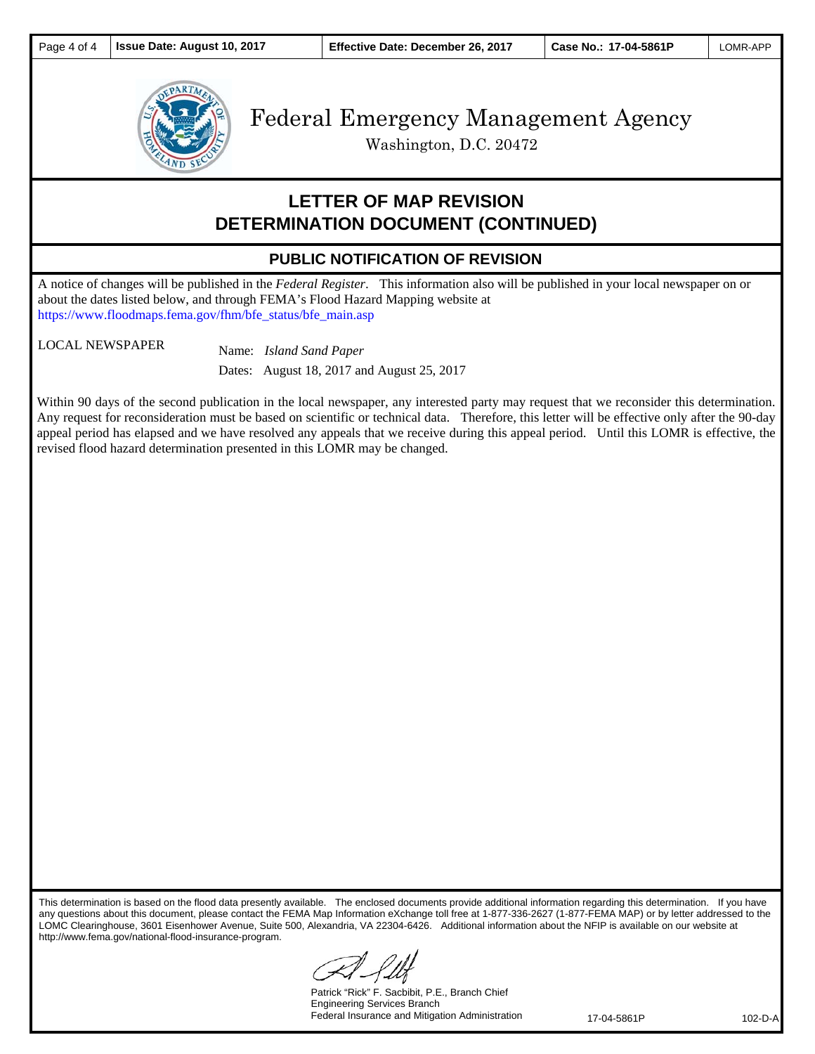# Federal Emergency Management Agency

Washington, D.C. 20472

## LETTER OF MAP REVISION DETERMINATION DOCUMENT (CONTINUED)

### PUBLIC NOTIFICATION OF REVISION

A notice of changes will be published in the *Federal Register*. This information also will be published in your local newspaper on or about the dates listed below, and through FEMA's Flood Hazard Mapping website at https://www.floodmaps.fema.gov/fhm/bfe_status/bfe_main.asp

LOCAL NEWSPAPER

Name: *Island Sand Paper*

Dates: August 18, 2017 and August 25, 2017

Within 90 days of the second publication in the local newspaper, any interested party may request that we reconsider this determination. Any request for reconsideration must be based on scientific or technical data. Therefore, this letter will be effective only after the 90-day appeal period has elapsed and we have resolved any appeals that we receive during this appeal period. Until this LOMR is effective, the revised flood hazard determination presented in this LOMR may be changed.

This determination is based on the flood data presently available. The enclosed documents provide additional information regarding this determination. If you have any questions about this document, please contact the FEMA Map Information eXchange toll free at 1-877-336-2627 (1-877-FEMA MAP) or by letter addressed to the LOMC Clearinghouse, 3601 Eisenhower Avenue, Suite 500, Alexandria, VA 22304-6426. Additional information about the NFIP is available on our website at http://www.fema.gov/national-flood-insurance-program.

Patrick "Rick" F. Sacbibit, P.E., Branch Chief
Engineering Services Branch
Federal Insurance and Mitigation Administration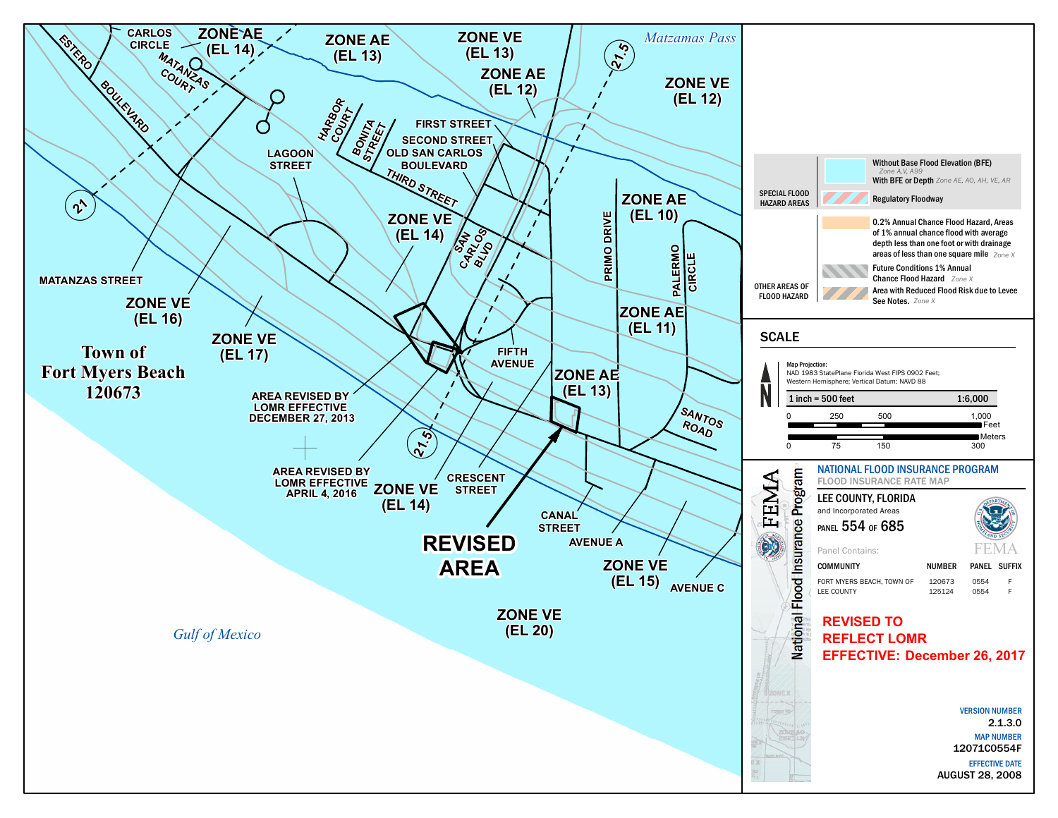ZONE AE (EL 14)

ZONE AE (EL 13)

ZONE VE (EL 13)

ZONE AE (EL 12)

ZONE VE (EL 12)

*Matzamas Pass*

CARLOS CIRCLE

ESTERO BOULEVARD

MATANZAS COURT

HARBOR COURT

BONITA STREET

FIRST STREET

SECOND STREET

OLD SAN CARLOS BOULEVARD

THIRD STREET

LAGOON STREET

ZONE VE (EL 14)

SAN CARLOS BLVD

ZONE AE (EL 10)

PRIMO DRIVE

PALERMO CIRCLE

ZONE AE (EL 11)

MATANZAS STREET

ZONE VE (EL 16)

ZONE VE (EL 17)

**Town of Fort Myers Beach 120673**

FIFTH AVENUE

ZONE AE (EL 13)

SANTOS ROAD

AREA REVISED BY LOMR EFFECTIVE DECEMBER 27, 2013

AREA REVISED BY LOMR EFFECTIVE APRIL 4, 2016

ZONE VE (EL 14)

CRESCENT STREET

CANAL STREET

AVENUE A

**REVISED AREA**

ZONE VE (EL 15)

AVENUE C

ZONE VE (EL 20)

*Gulf of Mexico*

21

21.5

21.5

| | | |
|---|---|---|
| SPECIAL FLOOD HAZARD AREAS | | Without Base Flood Elevation (BFE) *Zone A, V, A99* |
| | | With BFE or Depth *Zone AE, AO, AH, VE, AR* |
| | | Regulatory Floodway |
| OTHER AREAS OF FLOOD HAZARD | | 0.2% Annual Chance Flood Hazard, Areas of 1% annual chance flood with average depth less than one foot or with drainage areas of less than one square mile *Zone X* |
| | | Future Conditions 1% Annual Chance Flood Hazard *Zone X* |
| | | Area with Reduced Flood Risk due to Levee See Notes. *Zone X* |

## SCALE

Map Projection:
NAD 1983 StatePlane Florida West FIPS 0902 Feet; Western Hemisphere; Vertical Datum: NAVD 88

1 inch = 500 feet 1:6,000

0 250 500 1,000 Feet

0 75 150 300 Meters

FEMA National Flood Insurance Program

## NATIONAL FLOOD INSURANCE PROGRAM

FLOOD INSURANCE RATE MAP

LEE COUNTY, FLORIDA

and Incorporated Areas

PANEL 554 OF 685

Panel Contains:

| COMMUNITY | NUMBER | PANEL | SUFFIX |
|---|---|---|---|
| FORT MYERS BEACH, TOWN OF | 120673 | 0554 | F |
| LEE COUNTY | 125124 | 0554 | F |

**REVISED TO REFLECT LOMR EFFECTIVE: December 26, 2017**

VERSION NUMBER
2.1.3.0

MAP NUMBER
12071C0554F

EFFECTIVE DATE
AUGUST 28, 2008